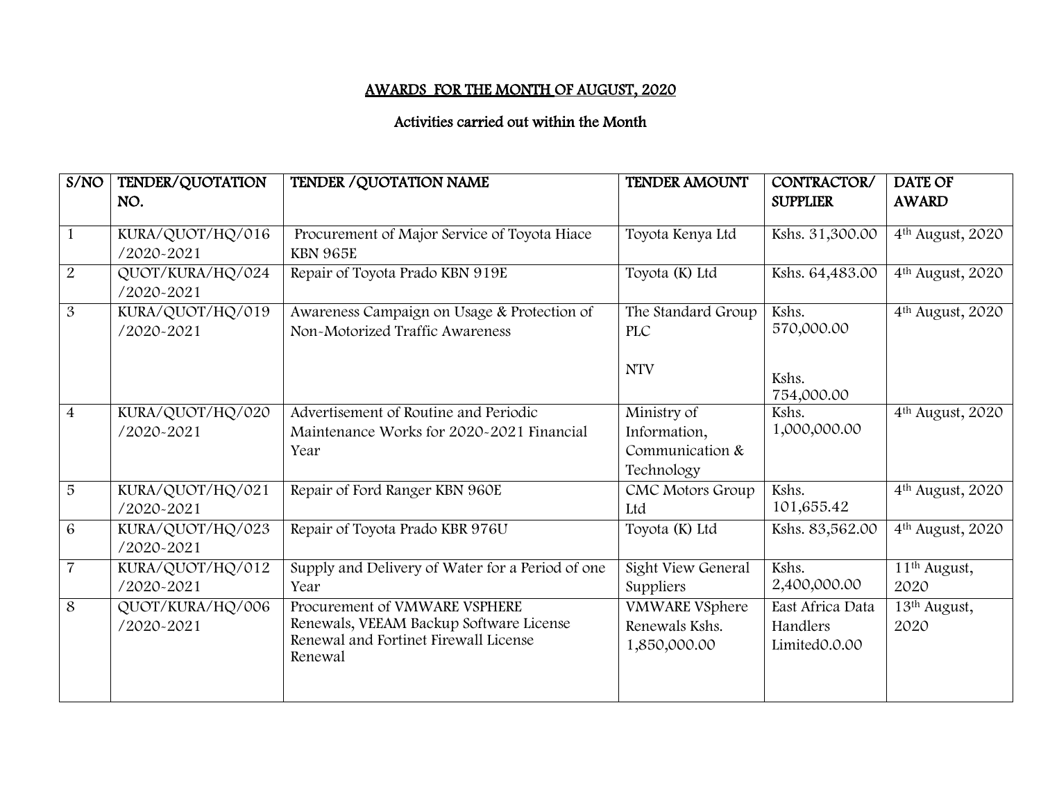## AWARDS FOR THE MONTH OF AUGUST, 2020

### Activities carried out within the Month

| S/NO | TENDER/QUOTATION NO. | TENDER /QUOTATION NAME | TENDER AMOUNT | CONTRACTOR/ SUPPLIER | DATE OF AWARD |
|---|---|---|---|---|---|
| 1 | KURA/QUOT/HQ/016 /2020-2021 | Procurement of Major Service of Toyota Hiace KBN 965E | Toyota Kenya Ltd | Kshs. 31,300.00 | 4th August, 2020 |
| 2 | QUOT/KURA/HQ/024 /2020-2021 | Repair of Toyota Prado KBN 919E | Toyota (K) Ltd | Kshs. 64,483.00 | 4th August, 2020 |
| 3 | KURA/QUOT/HQ/019 /2020-2021 | Awareness Campaign on Usage & Protection of Non-Motorized Traffic Awareness | The Standard Group PLC<br><br>NTV | Kshs. 570,000.00<br><br>Kshs. 754,000.00 | 4th August, 2020 |
| 4 | KURA/QUOT/HQ/020 /2020-2021 | Advertisement of Routine and Periodic Maintenance Works for 2020-2021 Financial Year | Ministry of Information, Communication & Technology | Kshs. 1,000,000.00 | 4th August, 2020 |
| 5 | KURA/QUOT/HQ/021 /2020-2021 | Repair of Ford Ranger KBN 960E | CMC Motors Group Ltd | Kshs. 101,655.42 | 4th August, 2020 |
| 6 | KURA/QUOT/HQ/023 /2020-2021 | Repair of Toyota Prado KBR 976U | Toyota (K) Ltd | Kshs. 83,562.00 | 4th August, 2020 |
| 7 | KURA/QUOT/HQ/012 /2020-2021 | Supply and Delivery of Water for a Period of one Year | Sight View General Suppliers | Kshs. 2,400,000.00 | 11th August, 2020 |
| 8 | QUOT/KURA/HQ/006 /2020-2021 | Procurement of VMWARE VSPHERE Renewals, VEEAM Backup Software License Renewal and Fortinet Firewall License Renewal | VMWARE VSphere Renewals Kshs. 1,850,000.00 | East Africa Data Handlers Limited0.0.00 | 13th August, 2020 |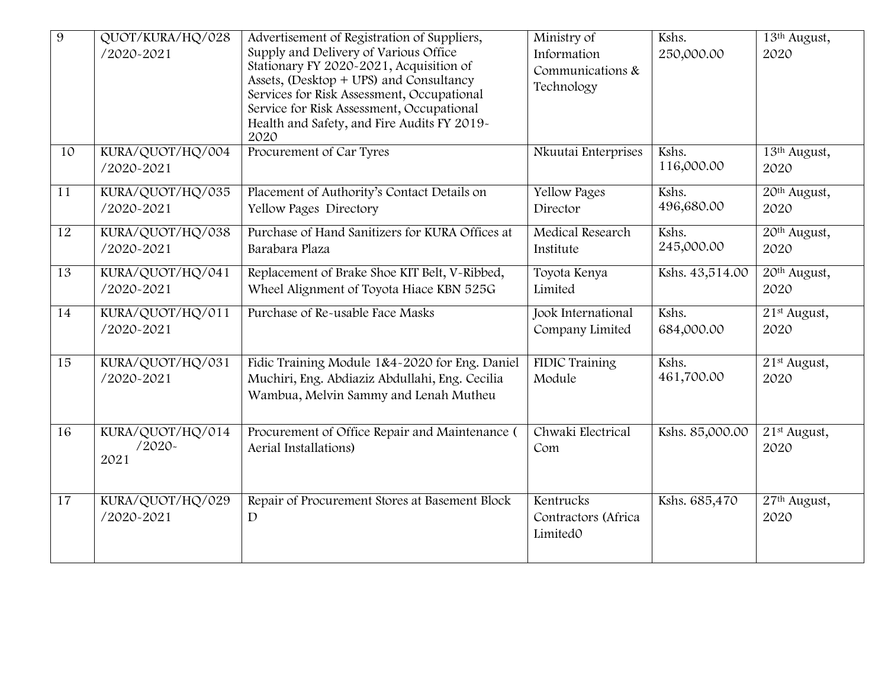| 9 | QUOT/KURA/HQ/028 /2020-2021 | Advertisement of Registration of Suppliers, Supply and Delivery of Various Office Stationary FY 2020-2021, Acquisition of Assets, (Desktop + UPS) and Consultancy Services for Risk Assessment, Occupational Service for Risk Assessment, Occupational Health and Safety, and Fire Audits FY 2019-2020 | Ministry of Information Communications & Technology | Kshs. 250,000.00 | 13th August, 2020 |
|---|---|---|---|---|---|
| 10 | KURA/QUOT/HQ/004 /2020-2021 | Procurement of Car Tyres | Nkuutai Enterprises | Kshs. 116,000.00 | 13th August, 2020 |
| 11 | KURA/QUOT/HQ/035 /2020-2021 | Placement of Authority's Contact Details on Yellow Pages Directory | Yellow Pages Director | Kshs. 496,680.00 | 20th August, 2020 |
| 12 | KURA/QUOT/HQ/038 /2020-2021 | Purchase of Hand Sanitizers for KURA Offices at Barabara Plaza | Medical Research Institute | Kshs. 245,000.00 | 20th August, 2020 |
| 13 | KURA/QUOT/HQ/041 /2020-2021 | Replacement of Brake Shoe KIT Belt, V-Ribbed, Wheel Alignment of Toyota Hiace KBN 525G | Toyota Kenya Limited | Kshs. 43,514.00 | 20th August, 2020 |
| 14 | KURA/QUOT/HQ/011 /2020-2021 | Purchase of Re-usable Face Masks | Jook International Company Limited | Kshs. 684,000.00 | 21st August, 2020 |
| 15 | KURA/QUOT/HQ/031 /2020-2021 | Fidic Training Module 1&4-2020 for Eng. Daniel Muchiri, Eng. Abdiaziz Abdullahi, Eng. Cecilia Wambua, Melvin Sammy and Lenah Mutheu | FIDIC Training Module | Kshs. 461,700.00 | 21st August, 2020 |
| 16 | KURA/QUOT/HQ/014 /2020-2021 | Procurement of Office Repair and Maintenance ( Aerial Installations) | Chwaki Electrical Com | Kshs. 85,000.00 | 21st August, 2020 |
| 17 | KURA/QUOT/HQ/029 /2020-2021 | Repair of Procurement Stores at Basement Block D | Kentrucks Contractors (Africa Limited0 | Kshs. 685,470 | 27th August, 2020 |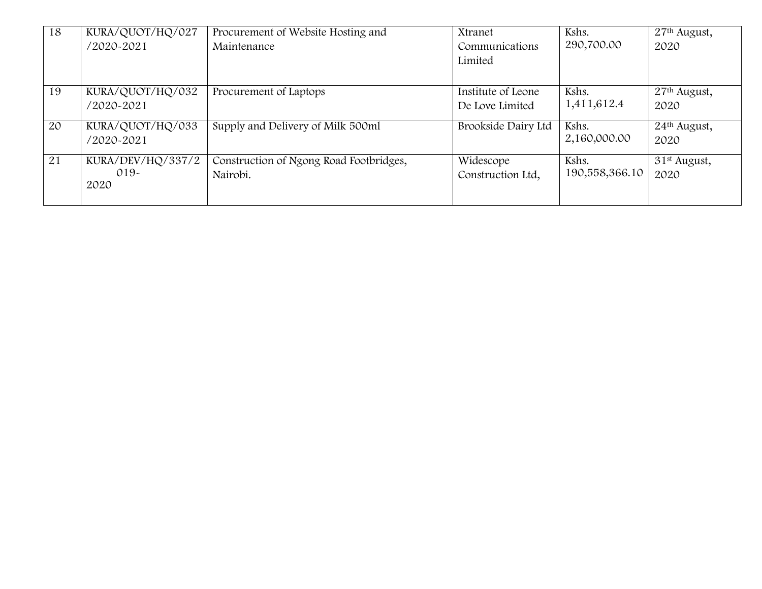| | | | | | |
|---|---|---|---|---|---|
| 18 | KURA/QUOT/HQ/027 /2020-2021 | Procurement of Website Hosting and Maintenance | Xtranet Communications Limited | Kshs. 290,700.00 | 27th August, 2020 |
| 19 | KURA/QUOT/HQ/032 /2020-2021 | Procurement of Laptops | Institute of Leone De Love Limited | Kshs. 1,411,612.4 | 27th August, 2020 |
| 20 | KURA/QUOT/HQ/033 /2020-2021 | Supply and Delivery of Milk 500ml | Brookside Dairy Ltd | Kshs. 2,160,000.00 | 24th August, 2020 |
| 21 | KURA/DEV/HQ/337/2 019- 2020 | Construction of Ngong Road Footbridges, Nairobi. | Widescope Construction Ltd, | Kshs. 190,558,366.10 | 31st August, 2020 |